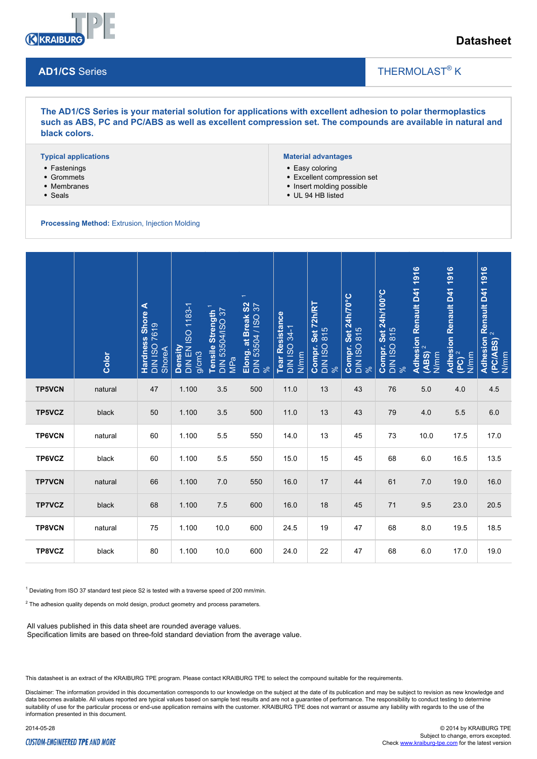Datasheet

## AD1/CS Series

THERMOLAST® K

**The AD1/CS Series is your material solution for applications with excellent adhesion to polar thermoplastics such as ABS, PC and PC/ABS as well as excellent compression set. The compounds are available in natural and black colors.**

**Typical applications**

- Fastenings
- Grommets
- Membranes
- Seals

**Material advantages**

- Easy coloring
- Excellent compression set
- Insert molding possible
- UL 94 HB listed

**Processing Method:** Extrusion, Injection Molding

| | Color | Hardness Shore A DIN ISO 7619 ShoreA | Density DIN EN ISO 1183-1 g/cm3 | Tensile Strength [1] DIN 53504/ISO 37 MPa | Elong. at Break S2 [1] DIN 53504 / ISO 37 % | Tear Resistance DIN ISO 34-1 N/mm | Compr. Set 72h/RT DIN ISO 815 % | Compr. Set 24h/70°C DIN ISO 815 % | Compr. Set 24h/100°C DIN ISO 815 % | Adhesion Renault D41 1916 (ABS) [2] N/mm | Adhesion Renault D41 1916 (PC) [2] N/mm | Adhesion Renault D41 1916 (PC/ABS) [2] N/mm |
|---|---|---|---|---|---|---|---|---|---|---|---|---|
| **TP5VCN** | natural | 47 | 1.100 | 3.5 | 500 | 11.0 | 13 | 43 | 76 | 5.0 | 4.0 | 4.5 |
| **TP5VCZ** | black | 50 | 1.100 | 3.5 | 500 | 11.0 | 13 | 43 | 79 | 4.0 | 5.5 | 6.0 |
| **TP6VCN** | natural | 60 | 1.100 | 5.5 | 550 | 14.0 | 13 | 45 | 73 | 10.0 | 17.5 | 17.0 |
| **TP6VCZ** | black | 60 | 1.100 | 5.5 | 550 | 15.0 | 15 | 45 | 68 | 6.0 | 16.5 | 13.5 |
| **TP7VCN** | natural | 66 | 1.100 | 7.0 | 550 | 16.0 | 17 | 44 | 61 | 7.0 | 19.0 | 16.0 |
| **TP7VCZ** | black | 68 | 1.100 | 7.5 | 600 | 16.0 | 18 | 45 | 71 | 9.5 | 23.0 | 20.5 |
| **TP8VCN** | natural | 75 | 1.100 | 10.0 | 600 | 24.5 | 19 | 47 | 68 | 8.0 | 19.5 | 18.5 |
| **TP8VCZ** | black | 80 | 1.100 | 10.0 | 600 | 24.0 | 22 | 47 | 68 | 6.0 | 17.0 | 19.0 |

[1] Deviating from ISO 37 standard test piece S2 is tested with a traverse speed of 200 mm/min.

[2] The adhesion quality depends on mold design, product geometry and process parameters.

All values published in this data sheet are rounded average values.
Specification limits are based on three-fold standard deviation from the average value.

This datasheet is an extract of the KRAIBURG TPE program. Please contact KRAIBURG TPE to select the compound suitable for the requirements.

Disclaimer: The information provided in this documentation corresponds to our knowledge on the subject at the date of its publication and may be subject to revision as new knowledge and data becomes available. All values reported are typical values based on sample test results and are not a guarantee of performance. The responsibility to conduct testing to determine suitability of use for the particular process or end-use application remains with the customer. KRAIBURG TPE does not warrant or assume any liability with regards to the use of the information presented in this document.

2014-05-28

CUSTOM-ENGINEERED TPE AND MORE

© 2014 by KRAIBURG TPE
Subject to change, errors excepted.
Check www.kraiburg-tpe.com for the latest version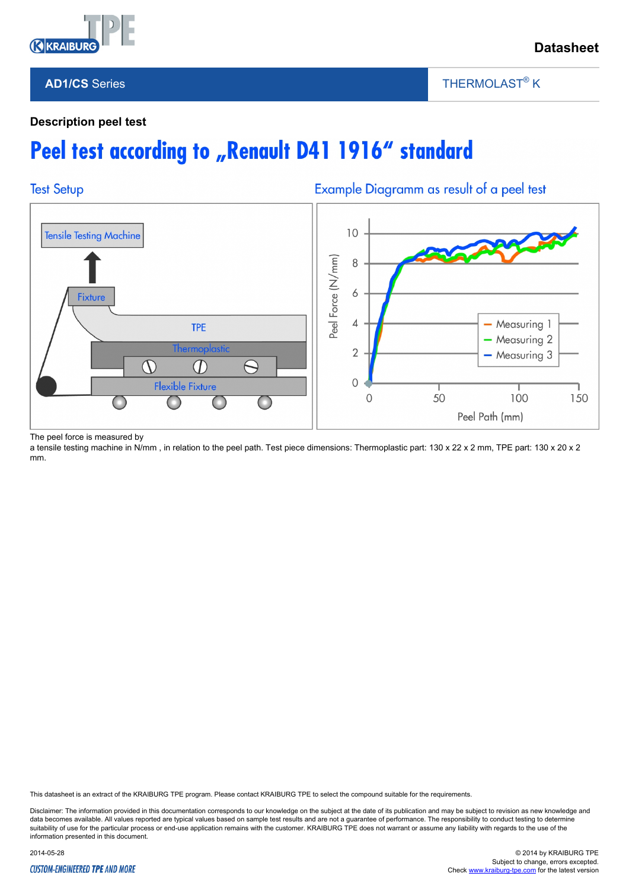Datasheet

**AD1/CS Series** | THERMOLAST® K

**Description peel test**

# Peel test according to „Renault D41 1916“ standard

## Test Setup

Tensile Testing Machine

Fixture

TPE

Thermoplastic

Flexible Fixture

## Example Diagramm as result of a peel test

Peel Force (N/mm)

Peel Path (mm)

Measuring 1
Measuring 2
Measuring 3

The peel force is measured by
a tensile testing machine in N/mm , in relation to the peel path. Test piece dimensions: Thermoplastic part: 130 x 22 x 2 mm, TPE part: 130 x 20 x 2 mm.

This datasheet is an extract of the KRAIBURG TPE program. Please contact KRAIBURG TPE to select the compound suitable for the requirements.

Disclaimer: The information provided in this documentation corresponds to our knowledge on the subject at the date of its publication and may be subject to revision as new knowledge and data becomes available. All values reported are typical values based on sample test results and are not a guarantee of performance. The responsibility to conduct testing to determine suitability of use for the particular process or end-use application remains with the customer. KRAIBURG TPE does not warrant or assume any liability with regards to the use of the information presented in this document.

2014-05-28

© 2014 by KRAIBURG TPE
Subject to change, errors excepted.
Check www.kraiburg-tpe.com for the latest version

CUSTOM-ENGINEERED TPE AND MORE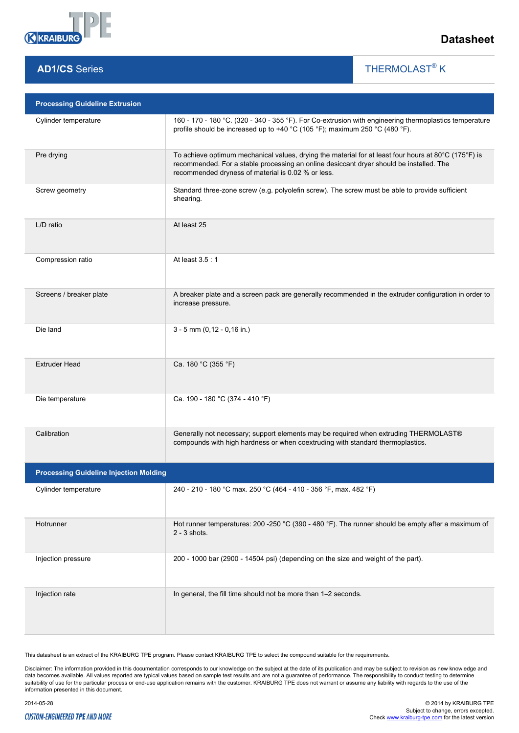Datasheet

## AD1/CS Series

THERMOLAST® K

| Processing Guideline Extrusion | |
|---|---|
| Cylinder temperature | 160 - 170 - 180 °C. (320 - 340 - 355 °F). For Co-extrusion with engineering thermoplastics temperature profile should be increased up to +40 °C (105 °F); maximum 250 °C (480 °F). |
| Pre drying | To achieve optimum mechanical values, drying the material for at least four hours at 80°C (175°F) is recommended. For a stable processing an online desiccant dryer should be installed. The recommended dryness of material is 0.02 % or less. |
| Screw geometry | Standard three-zone screw (e.g. polyolefin screw). The screw must be able to provide sufficient shearing. |
| L/D ratio | At least 25 |
| Compression ratio | At least 3.5 : 1 |
| Screens / breaker plate | A breaker plate and a screen pack are generally recommended in the extruder configuration in order to increase pressure. |
| Die land | 3 - 5 mm (0,12 - 0,16 in.) |
| Extruder Head | Ca. 180 °C (355 °F) |
| Die temperature | Ca. 190 - 180 °C (374 - 410 °F) |
| Calibration | Generally not necessary; support elements may be required when extruding THERMOLAST® compounds with high hardness or when coextruding with standard thermoplastics. |

| Processing Guideline Injection Molding | |
|---|---|
| Cylinder temperature | 240 - 210 - 180 °C max. 250 °C (464 - 410 - 356 °F, max. 482 °F) |
| Hotrunner | Hot runner temperatures: 200 -250 °C (390 - 480 °F). The runner should be empty after a maximum of 2 - 3 shots. |
| Injection pressure | 200 - 1000 bar (2900 - 14504 psi) (depending on the size and weight of the part). |
| Injection rate | In general, the fill time should not be more than 1–2 seconds. |

This datasheet is an extract of the KRAIBURG TPE program. Please contact KRAIBURG TPE to select the compound suitable for the requirements.

Disclaimer: The information provided in this documentation corresponds to our knowledge on the subject at the date of its publication and may be subject to revision as new knowledge and data becomes available. All values reported are typical values based on sample test results and are not a guarantee of performance. The responsibility to conduct testing to determine suitability of use for the particular process or end-use application remains with the customer. KRAIBURG TPE does not warrant or assume any liability with regards to the use of the information presented in this document.

2014-05-28

© 2014 by KRAIBURG TPE
Subject to change, errors excepted.
Check www.kraiburg-tpe.com for the latest version

CUSTOM-ENGINEERED TPE AND MORE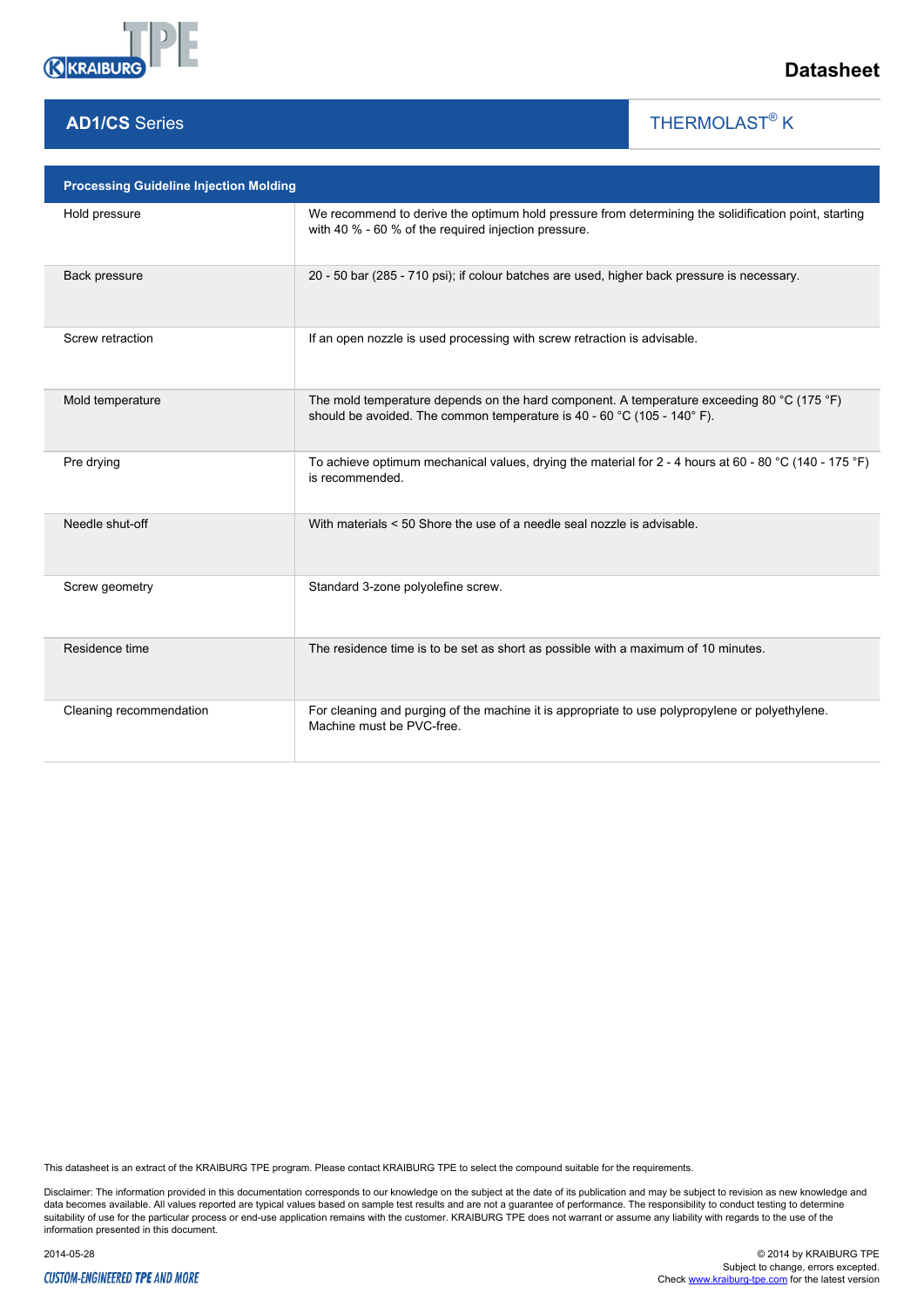# Datasheet

## AD1/CS Series

THERMOLAST® K

| Processing Guideline Injection Molding | |
|---|---|
| Hold pressure | We recommend to derive the optimum hold pressure from determining the solidification point, starting with 40 % - 60 % of the required injection pressure. |
| Back pressure | 20 - 50 bar (285 - 710 psi); if colour batches are used, higher back pressure is necessary. |
| Screw retraction | If an open nozzle is used processing with screw retraction is advisable. |
| Mold temperature | The mold temperature depends on the hard component. A temperature exceeding 80 °C (175 °F) should be avoided. The common temperature is 40 - 60 °C (105 - 140° F). |
| Pre drying | To achieve optimum mechanical values, drying the material for 2 - 4 hours at 60 - 80 °C (140 - 175 °F) is recommended. |
| Needle shut-off | With materials < 50 Shore the use of a needle seal nozzle is advisable. |
| Screw geometry | Standard 3-zone polyolefine screw. |
| Residence time | The residence time is to be set as short as possible with a maximum of 10 minutes. |
| Cleaning recommendation | For cleaning and purging of the machine it is appropriate to use polypropylene or polyethylene. Machine must be PVC-free. |

This datasheet is an extract of the KRAIBURG TPE program. Please contact KRAIBURG TPE to select the compound suitable for the requirements.

Disclaimer: The information provided in this documentation corresponds to our knowledge on the subject at the date of its publication and may be subject to revision as new knowledge and data becomes available. All values reported are typical values based on sample test results and are not a guarantee of performance. The responsibility to conduct testing to determine suitability of use for the particular process or end-use application remains with the customer. KRAIBURG TPE does not warrant or assume any liability with regards to the use of the information presented in this document.

2014-05-28

© 2014 by KRAIBURG TPE
Subject to change, errors excepted.
Check www.kraiburg-tpe.com for the latest version

CUSTOM-ENGINEERED TPE AND MORE